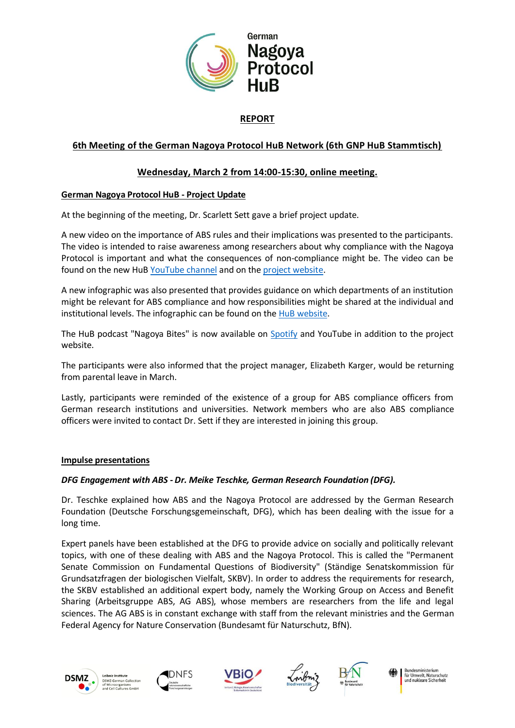# REPORT

## 6th Meeting of the German Nagoya Protocol HuB Network (6th GNP HuB Stammtisch)

### Wednesday, March 2 from 14:00-15:30, online meeting.

**German Nagoya Protocol HuB - Project Update**

At the beginning of the meeting, Dr. Scarlett Sett gave a brief project update.

A new video on the importance of ABS rules and their implications was presented to the participants. The video is intended to raise awareness among researchers about why compliance with the Nagoya Protocol is important and what the consequences of non-compliance might be. The video can be found on the new HuB YouTube channel and on the project website.

A new infographic was also presented that provides guidance on which departments of an institution might be relevant for ABS compliance and how responsibilities might be shared at the individual and institutional levels. The infographic can be found on the HuB website.

The HuB podcast "Nagoya Bites" is now available on Spotify and YouTube in addition to the project website.

The participants were also informed that the project manager, Elizabeth Karger, would be returning from parental leave in March.

Lastly, participants were reminded of the existence of a group for ABS compliance officers from German research institutions and universities. Network members who are also ABS compliance officers were invited to contact Dr. Sett if they are interested in joining this group.

**Impulse presentations**

***DFG Engagement with ABS - Dr. Meike Teschke, German Research Foundation (DFG).***

Dr. Teschke explained how ABS and the Nagoya Protocol are addressed by the German Research Foundation (Deutsche Forschungsgemeinschaft, DFG), which has been dealing with the issue for a long time.

Expert panels have been established at the DFG to provide advice on socially and politically relevant topics, with one of these dealing with ABS and the Nagoya Protocol. This is called the "Permanent Senate Commission on Fundamental Questions of Biodiversity" (Ständige Senatskommission für Grundsatzfragen der biologischen Vielfalt, SKBV). In order to address the requirements for research, the SKBV established an additional expert body, namely the Working Group on Access and Benefit Sharing (Arbeitsgruppe ABS, AG ABS), whose members are researchers from the life and legal sciences. The AG ABS is in constant exchange with staff from the relevant ministries and the German Federal Agency for Nature Conservation (Bundesamt für Naturschutz, BfN).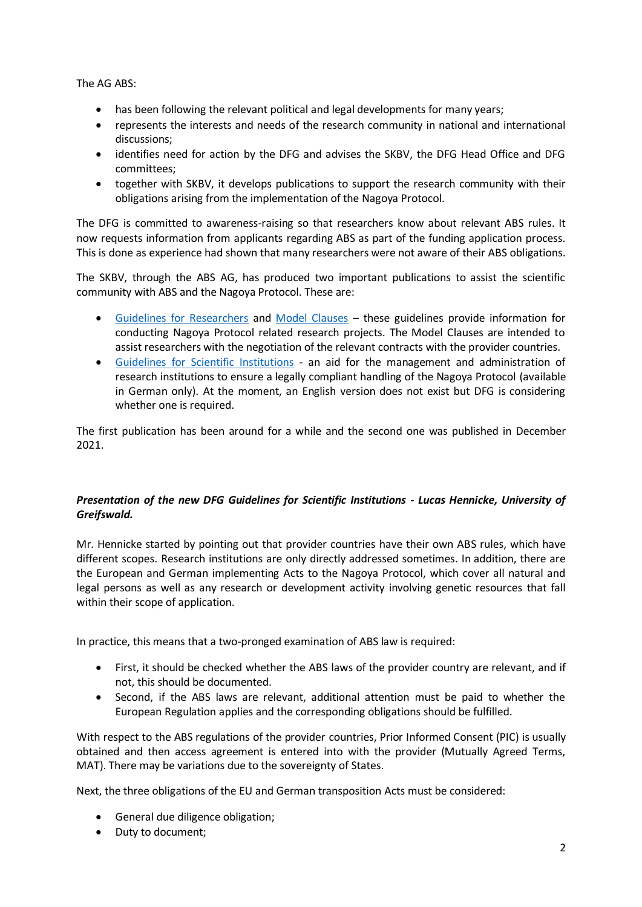The AG ABS:

- has been following the relevant political and legal developments for many years;
- represents the interests and needs of the research community in national and international discussions;
- identifies need for action by the DFG and advises the SKBV, the DFG Head Office and DFG committees;
- together with SKBV, it develops publications to support the research community with their obligations arising from the implementation of the Nagoya Protocol.

The DFG is committed to awareness-raising so that researchers know about relevant ABS rules. It now requests information from applicants regarding ABS as part of the funding application process. This is done as experience had shown that many researchers were not aware of their ABS obligations.

The SKBV, through the ABS AG, has produced two important publications to assist the scientific community with ABS and the Nagoya Protocol. These are:

- Guidelines for Researchers and Model Clauses – these guidelines provide information for conducting Nagoya Protocol related research projects. The Model Clauses are intended to assist researchers with the negotiation of the relevant contracts with the provider countries.
- Guidelines for Scientific Institutions - an aid for the management and administration of research institutions to ensure a legally compliant handling of the Nagoya Protocol (available in German only). At the moment, an English version does not exist but DFG is considering whether one is required.

The first publication has been around for a while and the second one was published in December 2021.

***Presentation of the new DFG Guidelines for Scientific Institutions - Lucas Hennicke, University of Greifswald.***

Mr. Hennicke started by pointing out that provider countries have their own ABS rules, which have different scopes. Research institutions are only directly addressed sometimes. In addition, there are the European and German implementing Acts to the Nagoya Protocol, which cover all natural and legal persons as well as any research or development activity involving genetic resources that fall within their scope of application.

In practice, this means that a two-pronged examination of ABS law is required:

- First, it should be checked whether the ABS laws of the provider country are relevant, and if not, this should be documented.
- Second, if the ABS laws are relevant, additional attention must be paid to whether the European Regulation applies and the corresponding obligations should be fulfilled.

With respect to the ABS regulations of the provider countries, Prior Informed Consent (PIC) is usually obtained and then access agreement is entered into with the provider (Mutually Agreed Terms, MAT). There may be variations due to the sovereignty of States.

Next, the three obligations of the EU and German transposition Acts must be considered:

- General due diligence obligation;
- Duty to document;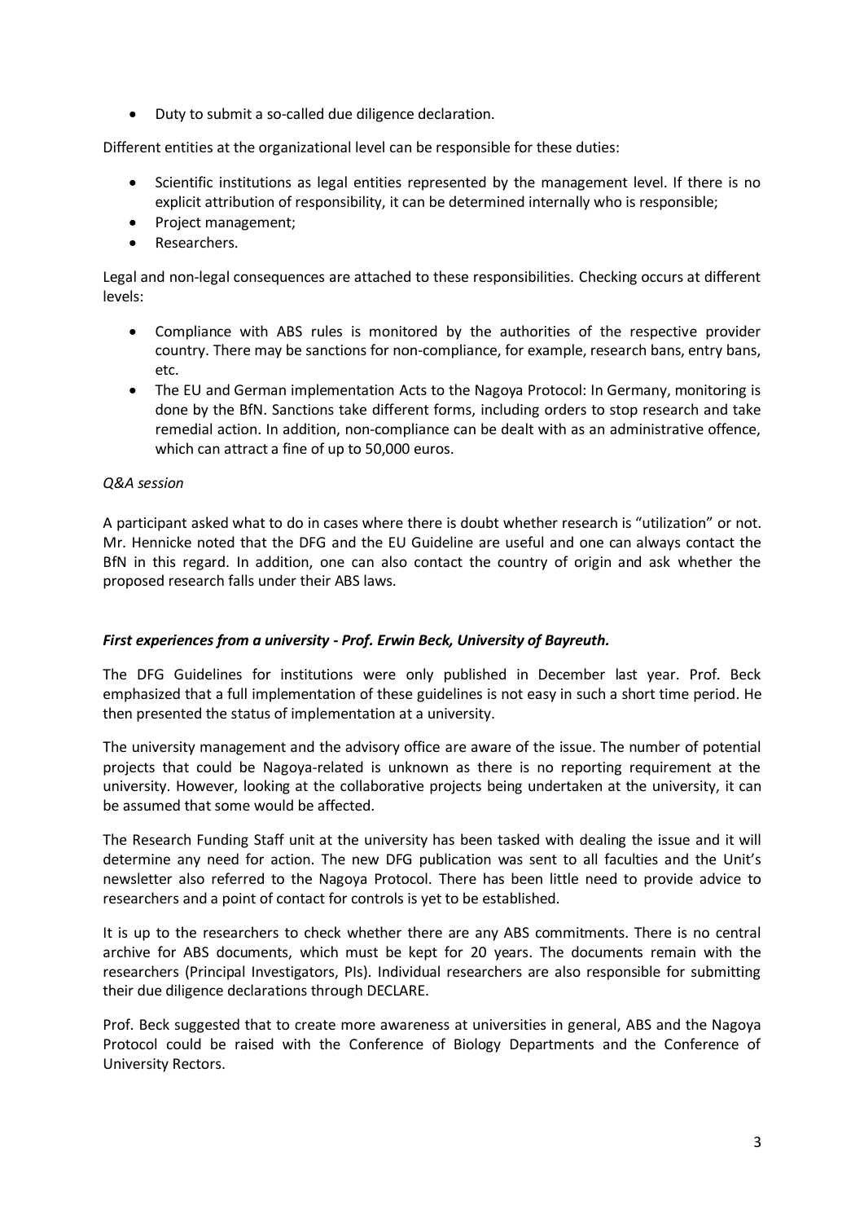- Duty to submit a so-called due diligence declaration.

Different entities at the organizational level can be responsible for these duties:

- Scientific institutions as legal entities represented by the management level. If there is no explicit attribution of responsibility, it can be determined internally who is responsible;
- Project management;
- Researchers.

Legal and non-legal consequences are attached to these responsibilities. Checking occurs at different levels:

- Compliance with ABS rules is monitored by the authorities of the respective provider country. There may be sanctions for non-compliance, for example, research bans, entry bans, etc.
- The EU and German implementation Acts to the Nagoya Protocol: In Germany, monitoring is done by the BfN. Sanctions take different forms, including orders to stop research and take remedial action. In addition, non-compliance can be dealt with as an administrative offence, which can attract a fine of up to 50,000 euros.

*Q&A session*

A participant asked what to do in cases where there is doubt whether research is "utilization" or not. Mr. Hennicke noted that the DFG and the EU Guideline are useful and one can always contact the BfN in this regard. In addition, one can also contact the country of origin and ask whether the proposed research falls under their ABS laws.

***First experiences from a university - Prof. Erwin Beck, University of Bayreuth.***

The DFG Guidelines for institutions were only published in December last year. Prof. Beck emphasized that a full implementation of these guidelines is not easy in such a short time period. He then presented the status of implementation at a university.

The university management and the advisory office are aware of the issue. The number of potential projects that could be Nagoya-related is unknown as there is no reporting requirement at the university. However, looking at the collaborative projects being undertaken at the university, it can be assumed that some would be affected.

The Research Funding Staff unit at the university has been tasked with dealing the issue and it will determine any need for action. The new DFG publication was sent to all faculties and the Unit's newsletter also referred to the Nagoya Protocol. There has been little need to provide advice to researchers and a point of contact for controls is yet to be established.

It is up to the researchers to check whether there are any ABS commitments. There is no central archive for ABS documents, which must be kept for 20 years. The documents remain with the researchers (Principal Investigators, PIs). Individual researchers are also responsible for submitting their due diligence declarations through DECLARE.

Prof. Beck suggested that to create more awareness at universities in general, ABS and the Nagoya Protocol could be raised with the Conference of Biology Departments and the Conference of University Rectors.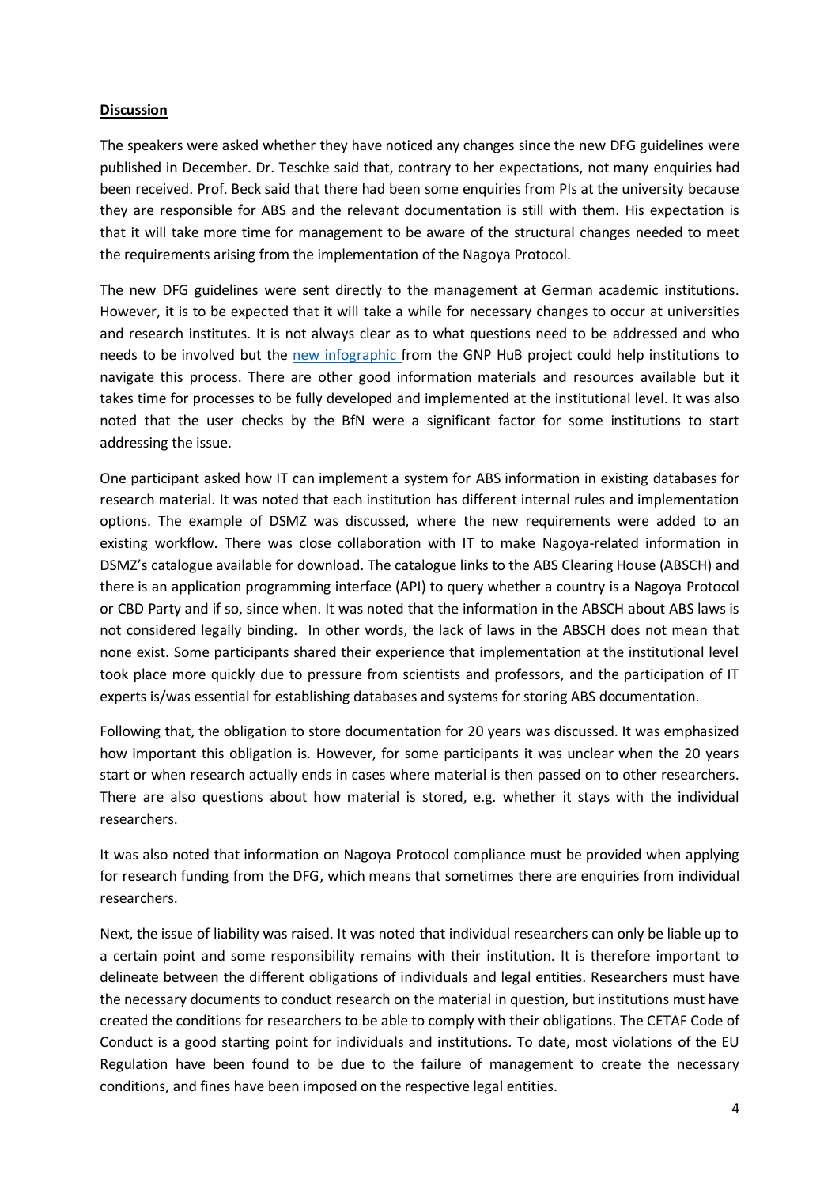**Discussion**

The speakers were asked whether they have noticed any changes since the new DFG guidelines were published in December. Dr. Teschke said that, contrary to her expectations, not many enquiries had been received. Prof. Beck said that there had been some enquiries from PIs at the university because they are responsible for ABS and the relevant documentation is still with them. His expectation is that it will take more time for management to be aware of the structural changes needed to meet the requirements arising from the implementation of the Nagoya Protocol.

The new DFG guidelines were sent directly to the management at German academic institutions. However, it is to be expected that it will take a while for necessary changes to occur at universities and research institutes. It is not always clear as to what questions need to be addressed and who needs to be involved but the new infographic from the GNP HuB project could help institutions to navigate this process. There are other good information materials and resources available but it takes time for processes to be fully developed and implemented at the institutional level. It was also noted that the user checks by the BfN were a significant factor for some institutions to start addressing the issue.

One participant asked how IT can implement a system for ABS information in existing databases for research material. It was noted that each institution has different internal rules and implementation options. The example of DSMZ was discussed, where the new requirements were added to an existing workflow. There was close collaboration with IT to make Nagoya-related information in DSMZ's catalogue available for download. The catalogue links to the ABS Clearing House (ABSCH) and there is an application programming interface (API) to query whether a country is a Nagoya Protocol or CBD Party and if so, since when. It was noted that the information in the ABSCH about ABS laws is not considered legally binding. In other words, the lack of laws in the ABSCH does not mean that none exist. Some participants shared their experience that implementation at the institutional level took place more quickly due to pressure from scientists and professors, and the participation of IT experts is/was essential for establishing databases and systems for storing ABS documentation.

Following that, the obligation to store documentation for 20 years was discussed. It was emphasized how important this obligation is. However, for some participants it was unclear when the 20 years start or when research actually ends in cases where material is then passed on to other researchers. There are also questions about how material is stored, e.g. whether it stays with the individual researchers.

It was also noted that information on Nagoya Protocol compliance must be provided when applying for research funding from the DFG, which means that sometimes there are enquiries from individual researchers.

Next, the issue of liability was raised. It was noted that individual researchers can only be liable up to a certain point and some responsibility remains with their institution. It is therefore important to delineate between the different obligations of individuals and legal entities. Researchers must have the necessary documents to conduct research on the material in question, but institutions must have created the conditions for researchers to be able to comply with their obligations. The CETAF Code of Conduct is a good starting point for individuals and institutions. To date, most violations of the EU Regulation have been found to be due to the failure of management to create the necessary conditions, and fines have been imposed on the respective legal entities.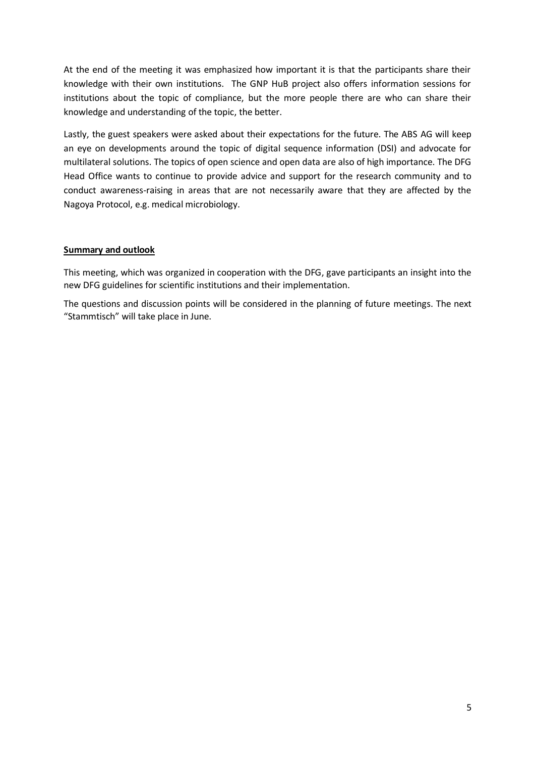At the end of the meeting it was emphasized how important it is that the participants share their knowledge with their own institutions. The GNP HuB project also offers information sessions for institutions about the topic of compliance, but the more people there are who can share their knowledge and understanding of the topic, the better.

Lastly, the guest speakers were asked about their expectations for the future. The ABS AG will keep an eye on developments around the topic of digital sequence information (DSI) and advocate for multilateral solutions. The topics of open science and open data are also of high importance. The DFG Head Office wants to continue to provide advice and support for the research community and to conduct awareness-raising in areas that are not necessarily aware that they are affected by the Nagoya Protocol, e.g. medical microbiology.

## Summary and outlook

This meeting, which was organized in cooperation with the DFG, gave participants an insight into the new DFG guidelines for scientific institutions and their implementation.

The questions and discussion points will be considered in the planning of future meetings. The next "Stammtisch" will take place in June.